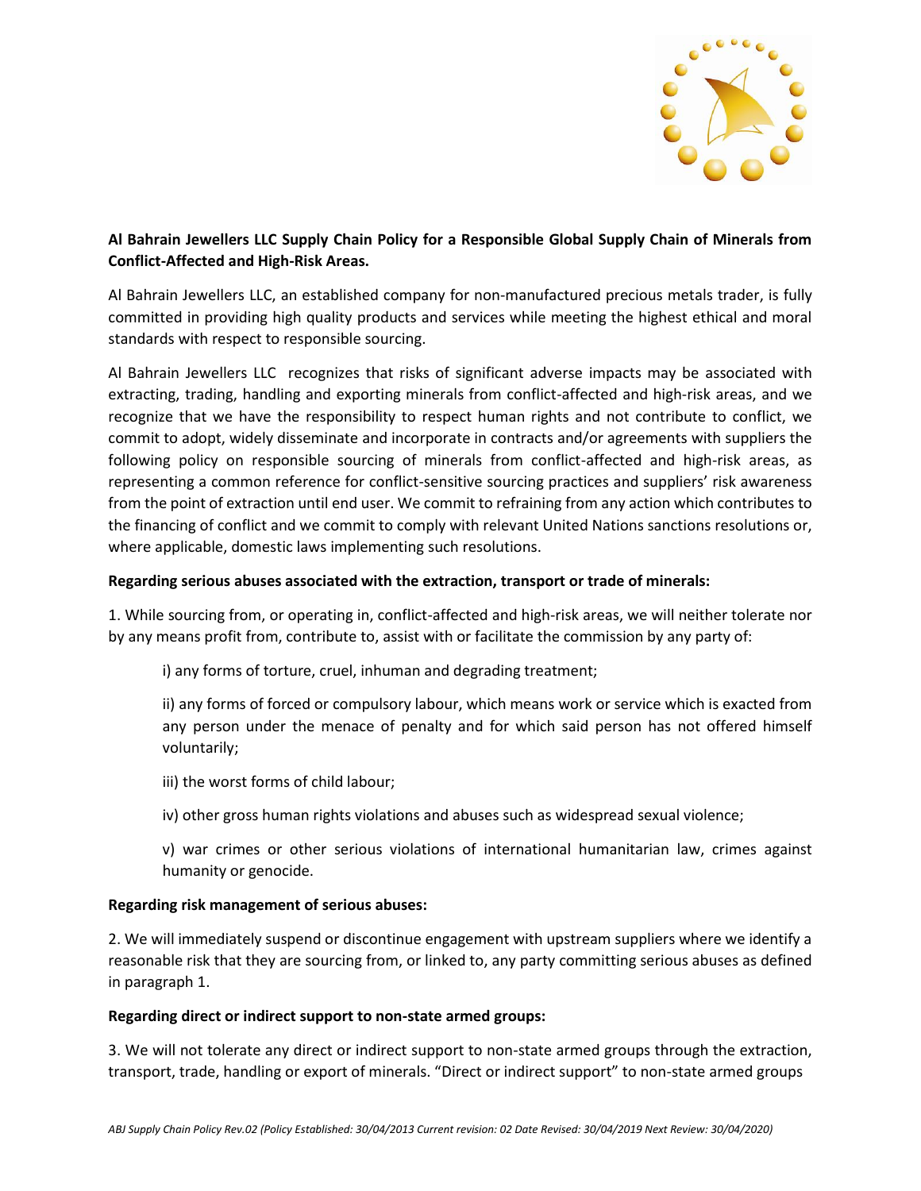**Al Bahrain Jewellers LLC Supply Chain Policy for a Responsible Global Supply Chain of Minerals from Conflict-Affected and High-Risk Areas.**

Al Bahrain Jewellers LLC, an established company for non-manufactured precious metals trader, is fully committed in providing high quality products and services while meeting the highest ethical and moral standards with respect to responsible sourcing.

Al Bahrain Jewellers LLC recognizes that risks of significant adverse impacts may be associated with extracting, trading, handling and exporting minerals from conflict-affected and high-risk areas, and we recognize that we have the responsibility to respect human rights and not contribute to conflict, we commit to adopt, widely disseminate and incorporate in contracts and/or agreements with suppliers the following policy on responsible sourcing of minerals from conflict-affected and high-risk areas, as representing a common reference for conflict-sensitive sourcing practices and suppliers' risk awareness from the point of extraction until end user. We commit to refraining from any action which contributes to the financing of conflict and we commit to comply with relevant United Nations sanctions resolutions or, where applicable, domestic laws implementing such resolutions.

**Regarding serious abuses associated with the extraction, transport or trade of minerals:**

1. While sourcing from, or operating in, conflict-affected and high-risk areas, we will neither tolerate nor by any means profit from, contribute to, assist with or facilitate the commission by any party of:

> i) any forms of torture, cruel, inhuman and degrading treatment;
>
> ii) any forms of forced or compulsory labour, which means work or service which is exacted from any person under the menace of penalty and for which said person has not offered himself voluntarily;
>
> iii) the worst forms of child labour;
>
> iv) other gross human rights violations and abuses such as widespread sexual violence;
>
> v) war crimes or other serious violations of international humanitarian law, crimes against humanity or genocide.

**Regarding risk management of serious abuses:**

2. We will immediately suspend or discontinue engagement with upstream suppliers where we identify a reasonable risk that they are sourcing from, or linked to, any party committing serious abuses as defined in paragraph 1.

**Regarding direct or indirect support to non-state armed groups:**

3. We will not tolerate any direct or indirect support to non-state armed groups through the extraction, transport, trade, handling or export of minerals. "Direct or indirect support" to non-state armed groups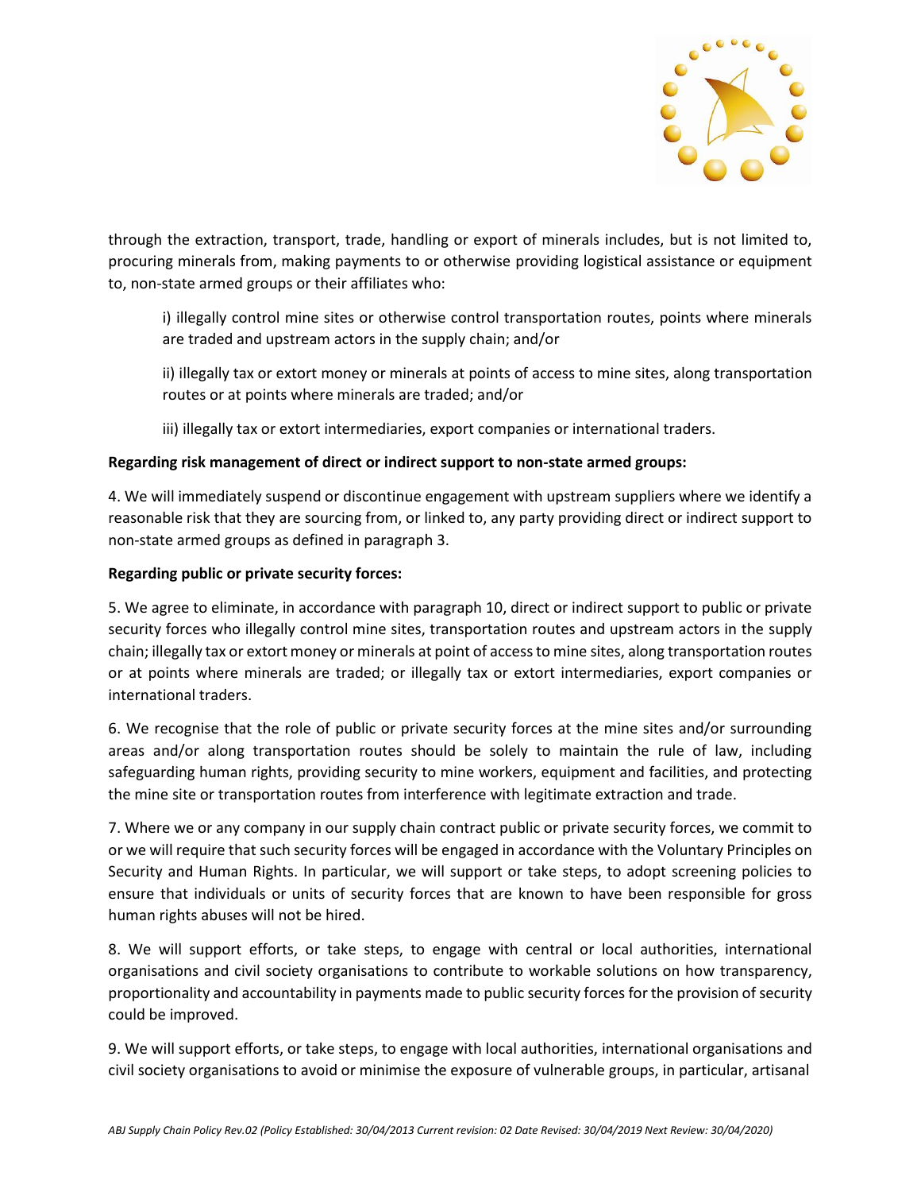through the extraction, transport, trade, handling or export of minerals includes, but is not limited to, procuring minerals from, making payments to or otherwise providing logistical assistance or equipment to, non-state armed groups or their affiliates who:

i) illegally control mine sites or otherwise control transportation routes, points where minerals are traded and upstream actors in the supply chain; and/or

ii) illegally tax or extort money or minerals at points of access to mine sites, along transportation routes or at points where minerals are traded; and/or

iii) illegally tax or extort intermediaries, export companies or international traders.

**Regarding risk management of direct or indirect support to non-state armed groups:**

4. We will immediately suspend or discontinue engagement with upstream suppliers where we identify a reasonable risk that they are sourcing from, or linked to, any party providing direct or indirect support to non-state armed groups as defined in paragraph 3.

**Regarding public or private security forces:**

5. We agree to eliminate, in accordance with paragraph 10, direct or indirect support to public or private security forces who illegally control mine sites, transportation routes and upstream actors in the supply chain; illegally tax or extort money or minerals at point of access to mine sites, along transportation routes or at points where minerals are traded; or illegally tax or extort intermediaries, export companies or international traders.

6. We recognise that the role of public or private security forces at the mine sites and/or surrounding areas and/or along transportation routes should be solely to maintain the rule of law, including safeguarding human rights, providing security to mine workers, equipment and facilities, and protecting the mine site or transportation routes from interference with legitimate extraction and trade.

7. Where we or any company in our supply chain contract public or private security forces, we commit to or we will require that such security forces will be engaged in accordance with the Voluntary Principles on Security and Human Rights. In particular, we will support or take steps, to adopt screening policies to ensure that individuals or units of security forces that are known to have been responsible for gross human rights abuses will not be hired.

8. We will support efforts, or take steps, to engage with central or local authorities, international organisations and civil society organisations to contribute to workable solutions on how transparency, proportionality and accountability in payments made to public security forces for the provision of security could be improved.

9. We will support efforts, or take steps, to engage with local authorities, international organisations and civil society organisations to avoid or minimise the exposure of vulnerable groups, in particular, artisanal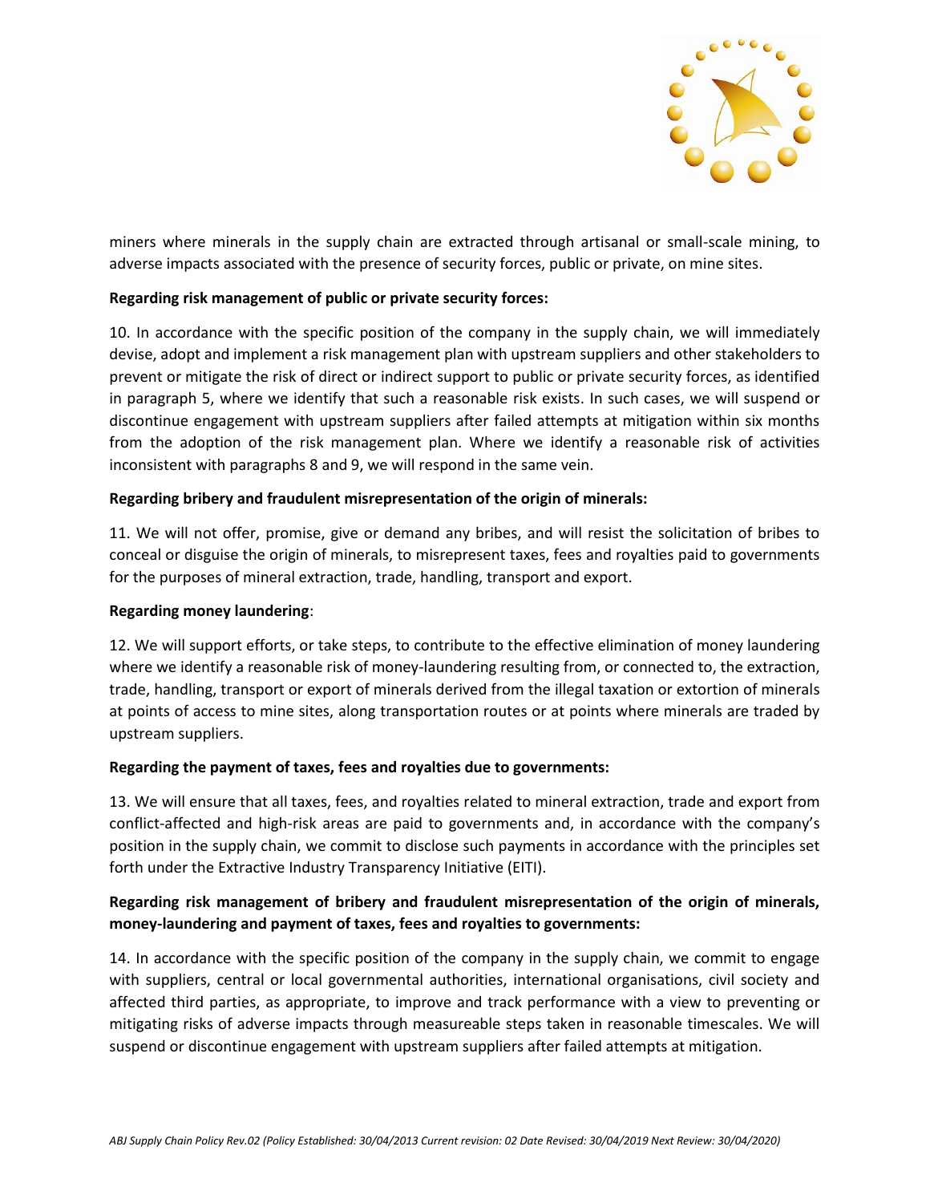miners where minerals in the supply chain are extracted through artisanal or small-scale mining, to adverse impacts associated with the presence of security forces, public or private, on mine sites.

**Regarding risk management of public or private security forces:**

10. In accordance with the specific position of the company in the supply chain, we will immediately devise, adopt and implement a risk management plan with upstream suppliers and other stakeholders to prevent or mitigate the risk of direct or indirect support to public or private security forces, as identified in paragraph 5, where we identify that such a reasonable risk exists. In such cases, we will suspend or discontinue engagement with upstream suppliers after failed attempts at mitigation within six months from the adoption of the risk management plan. Where we identify a reasonable risk of activities inconsistent with paragraphs 8 and 9, we will respond in the same vein.

**Regarding bribery and fraudulent misrepresentation of the origin of minerals:**

11. We will not offer, promise, give or demand any bribes, and will resist the solicitation of bribes to conceal or disguise the origin of minerals, to misrepresent taxes, fees and royalties paid to governments for the purposes of mineral extraction, trade, handling, transport and export.

**Regarding money laundering**:

12. We will support efforts, or take steps, to contribute to the effective elimination of money laundering where we identify a reasonable risk of money-laundering resulting from, or connected to, the extraction, trade, handling, transport or export of minerals derived from the illegal taxation or extortion of minerals at points of access to mine sites, along transportation routes or at points where minerals are traded by upstream suppliers.

**Regarding the payment of taxes, fees and royalties due to governments:**

13. We will ensure that all taxes, fees, and royalties related to mineral extraction, trade and export from conflict-affected and high-risk areas are paid to governments and, in accordance with the company's position in the supply chain, we commit to disclose such payments in accordance with the principles set forth under the Extractive Industry Transparency Initiative (EITI).

**Regarding risk management of bribery and fraudulent misrepresentation of the origin of minerals, money-laundering and payment of taxes, fees and royalties to governments:**

14. In accordance with the specific position of the company in the supply chain, we commit to engage with suppliers, central or local governmental authorities, international organisations, civil society and affected third parties, as appropriate, to improve and track performance with a view to preventing or mitigating risks of adverse impacts through measureable steps taken in reasonable timescales. We will suspend or discontinue engagement with upstream suppliers after failed attempts at mitigation.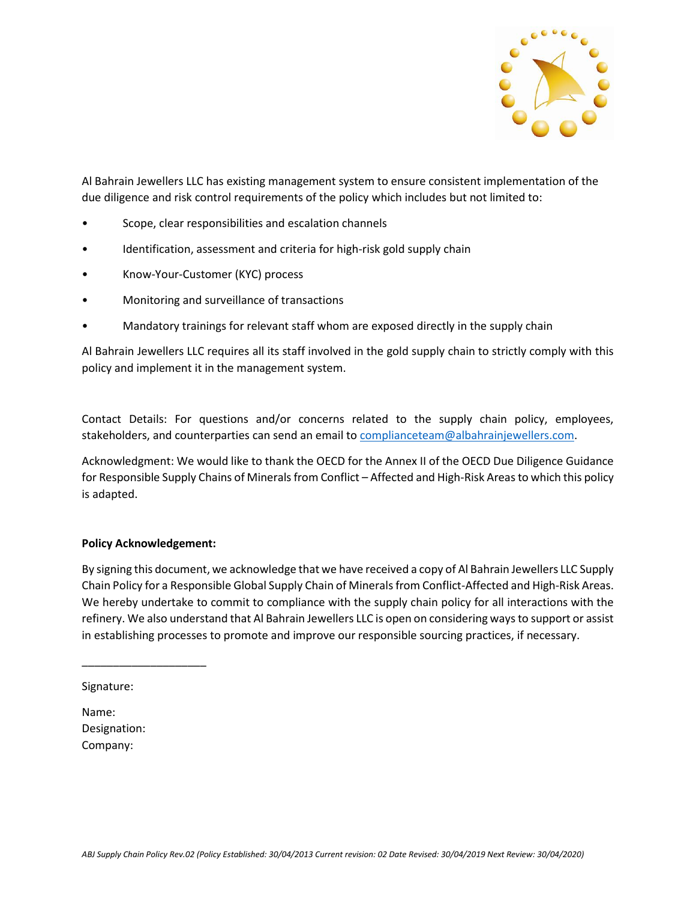Al Bahrain Jewellers LLC has existing management system to ensure consistent implementation of the due diligence and risk control requirements of the policy which includes but not limited to:

- Scope, clear responsibilities and escalation channels
- Identification, assessment and criteria for high-risk gold supply chain
- Know-Your-Customer (KYC) process
- Monitoring and surveillance of transactions
- Mandatory trainings for relevant staff whom are exposed directly in the supply chain

Al Bahrain Jewellers LLC requires all its staff involved in the gold supply chain to strictly comply with this policy and implement it in the management system.

Contact Details: For questions and/or concerns related to the supply chain policy, employees, stakeholders, and counterparties can send an email to complianceteam@albahrainjewellers.com.

Acknowledgment: We would like to thank the OECD for the Annex II of the OECD Due Diligence Guidance for Responsible Supply Chains of Minerals from Conflict – Affected and High-Risk Areas to which this policy is adapted.

**Policy Acknowledgement:**

By signing this document, we acknowledge that we have received a copy of Al Bahrain Jewellers LLC Supply Chain Policy for a Responsible Global Supply Chain of Minerals from Conflict-Affected and High-Risk Areas. We hereby undertake to commit to compliance with the supply chain policy for all interactions with the refinery. We also understand that Al Bahrain Jewellers LLC is open on considering ways to support or assist in establishing processes to promote and improve our responsible sourcing practices, if necessary.

____________________

Signature:

Name:
Designation:
Company:

*ABJ Supply Chain Policy Rev.02 (Policy Established: 30/04/2013 Current revision: 02 Date Revised: 30/04/2019 Next Review: 30/04/2020)*